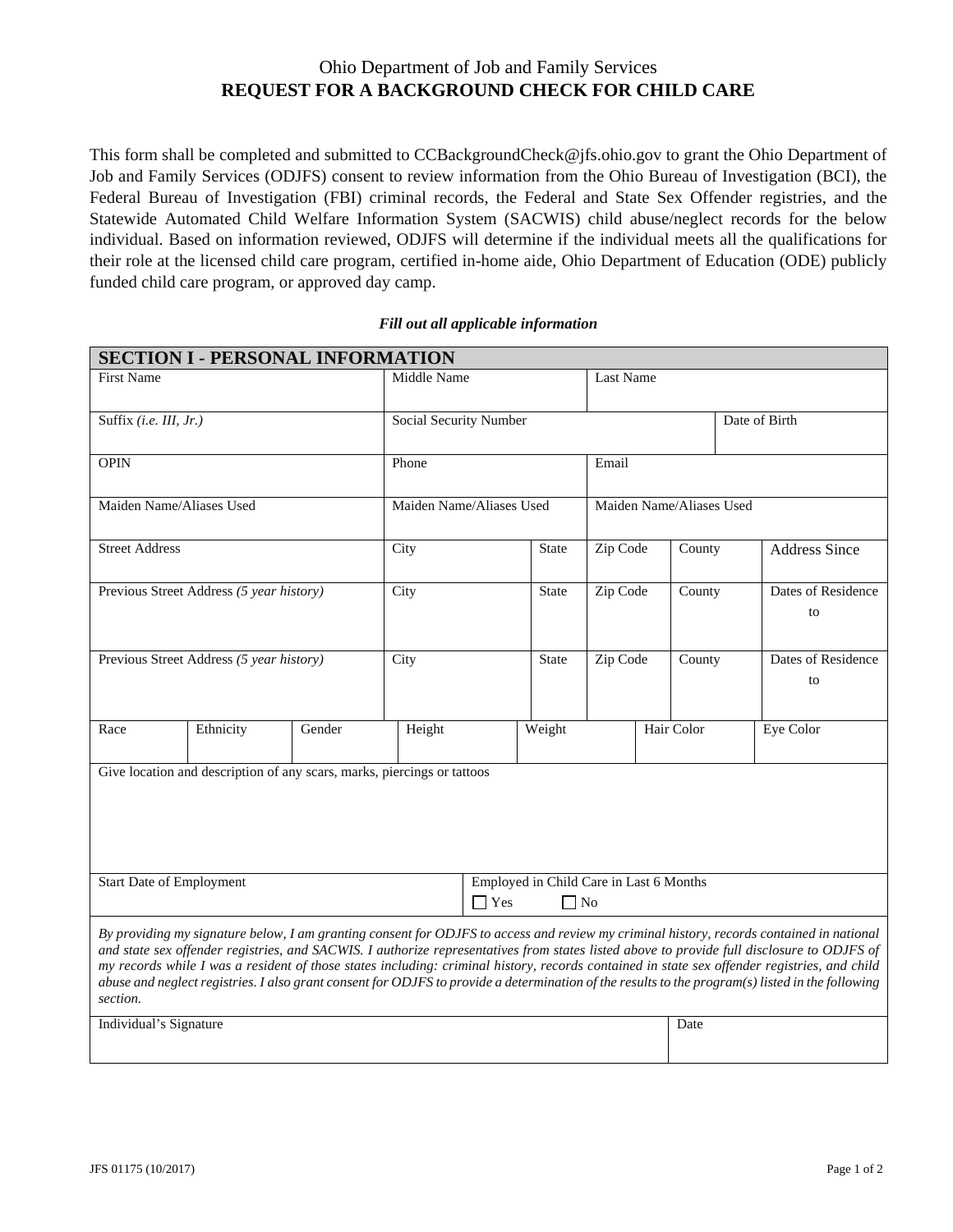Ohio Department of Job and Family Services

# REQUEST FOR A BACKGROUND CHECK FOR CHILD CARE

This form shall be completed and submitted to CCBackgroundCheck@jfs.ohio.gov to grant the Ohio Department of Job and Family Services (ODJFS) consent to review information from the Ohio Bureau of Investigation (BCI), the Federal Bureau of Investigation (FBI) criminal records, the Federal and State Sex Offender registries, and the Statewide Automated Child Welfare Information System (SACWIS) child abuse/neglect records for the below individual. Based on information reviewed, ODJFS will determine if the individual meets all the qualifications for their role at the licensed child care program, certified in-home aide, Ohio Department of Education (ODE) publicly funded child care program, or approved day camp.

***Fill out all applicable information***

## SECTION I - PERSONAL INFORMATION

| First Name | Middle Name | Last Name |
|---|---|---|
| | | |

| Suffix *(i.e. III, Jr.)* | Social Security Number | Date of Birth |
|---|---|---|
| | | |

| OPIN | Phone | Email |
|---|---|---|
| | | |

| Maiden Name/Aliases Used | Maiden Name/Aliases Used | Maiden Name/Aliases Used |
|---|---|---|
| | | |

| Street Address | City | State | Zip Code | County | Address Since |
|---|---|---|---|---|---|
| | | | | | |
| **Previous Street Address** *(5 year history)* | **City** | **State** | **Zip Code** | **County** | **Dates of Residence** to |
| | | | | | |
| **Previous Street Address** *(5 year history)* | **City** | **State** | **Zip Code** | **County** | **Dates of Residence** to |
| | | | | | |

| Race | Ethnicity | Gender | Height | Weight | Hair Color | Eye Color |
|---|---|---|---|---|---|---|
| | | | | | | |

Give location and description of any scars, marks, piercings or tattoos

| Start Date of Employment | Employed in Child Care in Last 6 Months |
|---|---|
| | ☐ Yes ☐ No |

*By providing my signature below, I am granting consent for ODJFS to access and review my criminal history, records contained in national and state sex offender registries, and SACWIS. I authorize representatives from states listed above to provide full disclosure to ODJFS of my records while I was a resident of those states including: criminal history, records contained in state sex offender registries, and child abuse and neglect registries. I also grant consent for ODJFS to provide a determination of the results to the program(s) listed in the following section.*

| Individual's Signature | Date |
|---|---|
| | |

JFS 01175 (10/2017)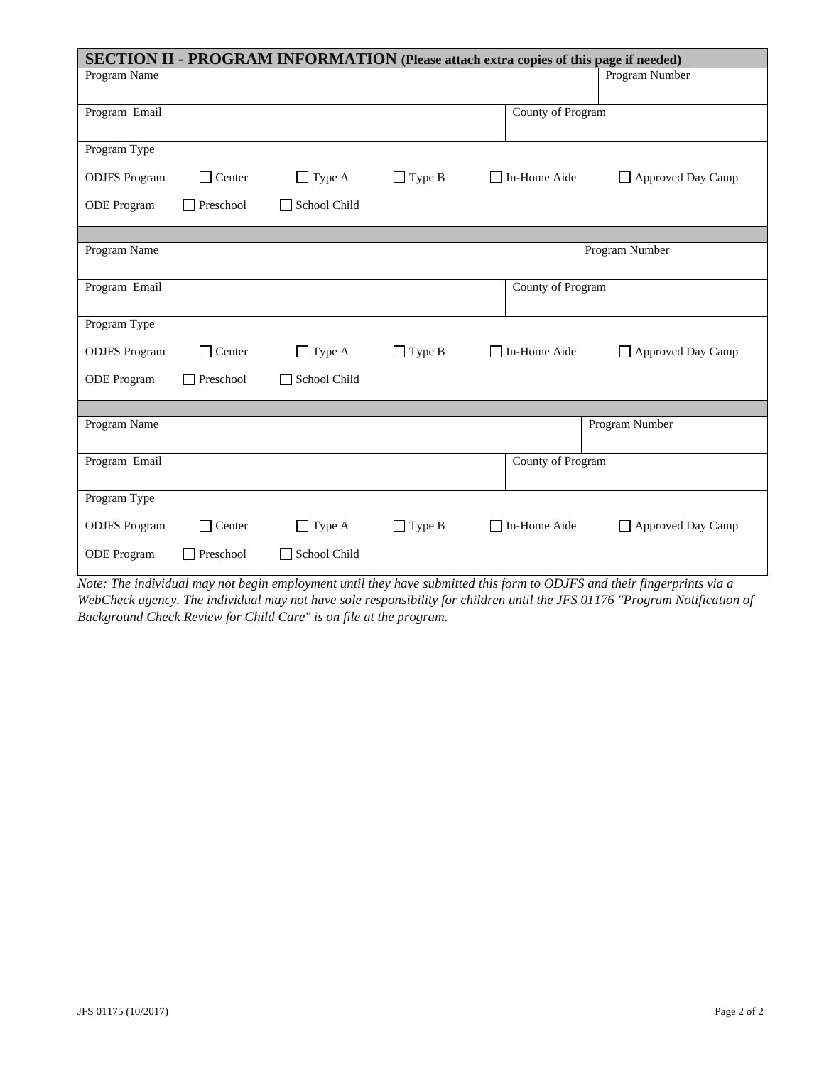## SECTION II - PROGRAM INFORMATION (Please attach extra copies of this page if needed)

| Program Name | Program Number |
|---|---|
| | |
| **Program Email** | **County of Program** |
| | |

Program Type

ODJFS Program ☐ Center ☐ Type A ☐ Type B ☐ In-Home Aide ☐ Approved Day Camp

ODE Program ☐ Preschool ☐ School Child

---

| Program Name | Program Number |
|---|---|
| | |
| **Program Email** | **County of Program** |
| | |

Program Type

ODJFS Program ☐ Center ☐ Type A ☐ Type B ☐ In-Home Aide ☐ Approved Day Camp

ODE Program ☐ Preschool ☐ School Child

---

| Program Name | Program Number |
|---|---|
| | |
| **Program Email** | **County of Program** |
| | |

Program Type

ODJFS Program ☐ Center ☐ Type A ☐ Type B ☐ In-Home Aide ☐ Approved Day Camp

ODE Program ☐ Preschool ☐ School Child

*Note: The individual may not begin employment until they have submitted this form to ODJFS and their fingerprints via a WebCheck agency. The individual may not have sole responsibility for children until the JFS 01176 "Program Notification of Background Check Review for Child Care" is on file at the program.*

JFS 01175 (10/2017)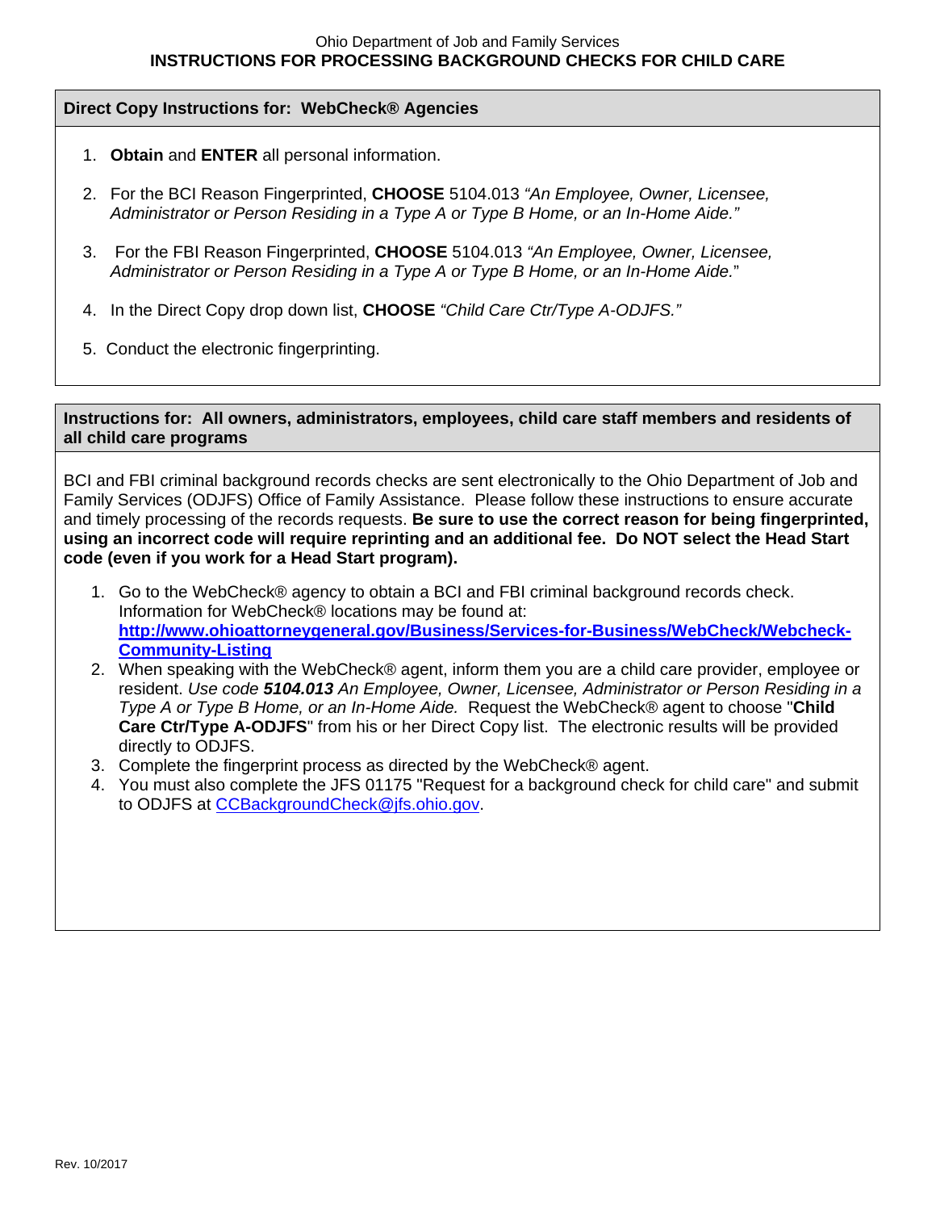Ohio Department of Job and Family Services

# INSTRUCTIONS FOR PROCESSING BACKGROUND CHECKS FOR CHILD CARE

## Direct Copy Instructions for: WebCheck® Agencies

1. **Obtain** and **ENTER** all personal information.
2. For the BCI Reason Fingerprinted, **CHOOSE** 5104.013 *"An Employee, Owner, Licensee, Administrator or Person Residing in a Type A or Type B Home, or an In-Home Aide."*
3. For the FBI Reason Fingerprinted, **CHOOSE** 5104.013 *"An Employee, Owner, Licensee, Administrator or Person Residing in a Type A or Type B Home, or an In-Home Aide.*"
4. In the Direct Copy drop down list, **CHOOSE** *"Child Care Ctr/Type A-ODJFS."*
5. Conduct the electronic fingerprinting.

## Instructions for: All owners, administrators, employees, child care staff members and residents of all child care programs

BCI and FBI criminal background records checks are sent electronically to the Ohio Department of Job and Family Services (ODJFS) Office of Family Assistance. Please follow these instructions to ensure accurate and timely processing of the records requests. **Be sure to use the correct reason for being fingerprinted, using an incorrect code will require reprinting and an additional fee. Do NOT select the Head Start code (even if you work for a Head Start program).**

1. Go to the WebCheck® agency to obtain a BCI and FBI criminal background records check. Information for WebCheck® locations may be found at: **http://www.ohioattorneygeneral.gov/Business/Services-for-Business/WebCheck/Webcheck-Community-Listing**
2. When speaking with the WebCheck® agent, inform them you are a child care provider, employee or resident. *Use code **5104.013** An Employee, Owner, Licensee, Administrator or Person Residing in a Type A or Type B Home, or an In-Home Aide.* Request the WebCheck® agent to choose "**Child Care Ctr/Type A-ODJFS**" from his or her Direct Copy list. The electronic results will be provided directly to ODJFS.
3. Complete the fingerprint process as directed by the WebCheck® agent.
4. You must also complete the JFS 01175 "Request for a background check for child care" and submit to ODJFS at CCBackgroundCheck@jfs.ohio.gov.

Rev. 10/2017